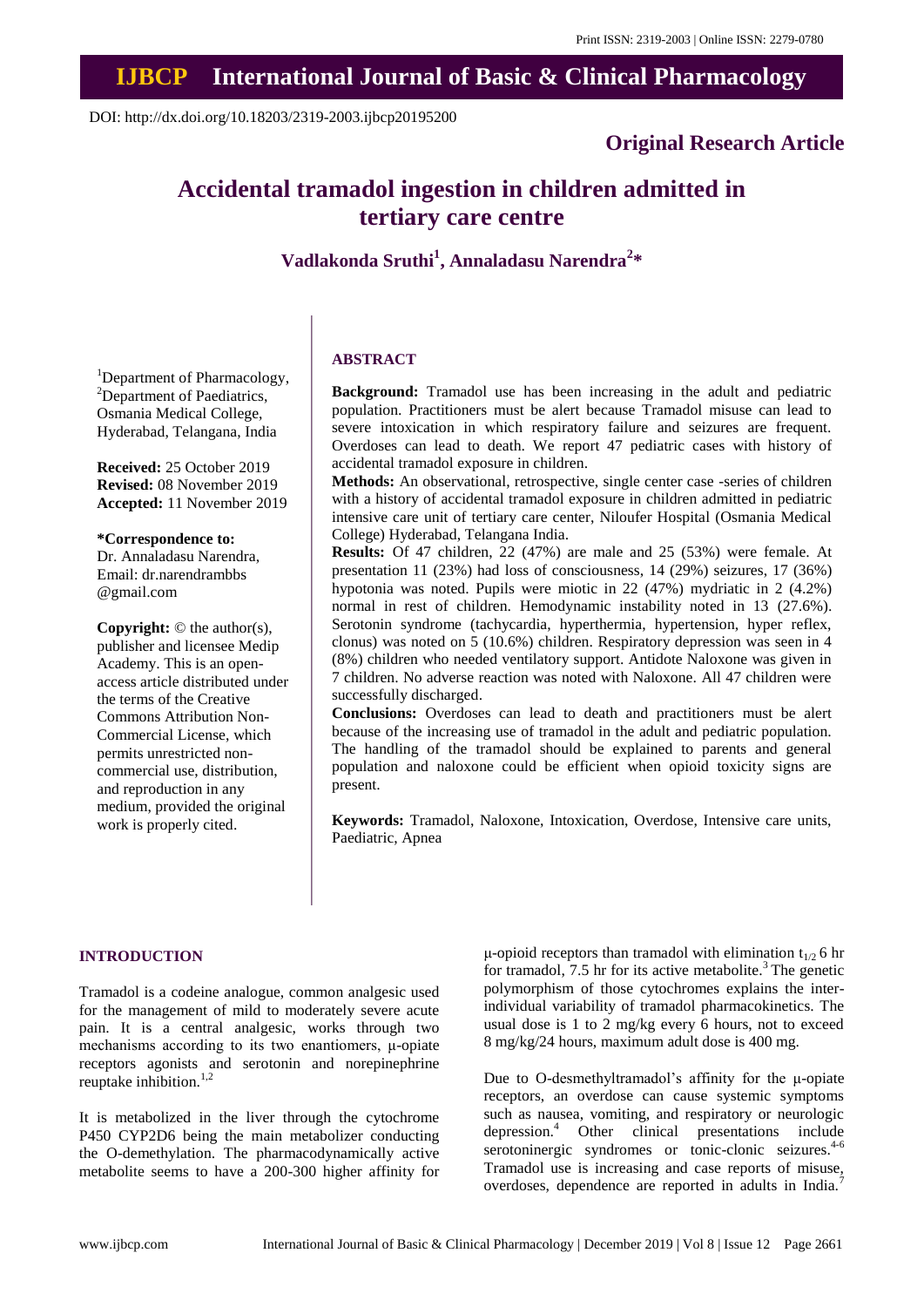Print ISSN: 2319-2003 | Online ISSN: 2279-0780

# IJBCP International Journal of Basic & Clinical Pharmacology

DOI: http://dx.doi.org/10.18203/2319-2003.ijbcp20195200

**Original Research Article**

# Accidental tramadol ingestion in children admitted in tertiary care centre

**Vadlakonda Sruthi[1], Annaladasu Narendra[2]***

[1]Department of Pharmacology, [2]Department of Paediatrics, Osmania Medical College, Hyderabad, Telangana, India

**Received:** 25 October 2019
**Revised:** 08 November 2019
**Accepted:** 11 November 2019

**\*Correspondence to:**
Dr. Annaladasu Narendra,
Email: dr.narendrambbs@gmail.com

**Copyright:** © the author(s), publisher and licensee Medip Academy. This is an open-access article distributed under the terms of the Creative Commons Attribution Non-Commercial License, which permits unrestricted non-commercial use, distribution, and reproduction in any medium, provided the original work is properly cited.

## ABSTRACT

**Background:** Tramadol use has been increasing in the adult and pediatric population. Practitioners must be alert because Tramadol misuse can lead to severe intoxication in which respiratory failure and seizures are frequent. Overdoses can lead to death. We report 47 pediatric cases with history of accidental tramadol exposure in children.

**Methods:** An observational, retrospective, single center case -series of children with a history of accidental tramadol exposure in children admitted in pediatric intensive care unit of tertiary care center, Niloufer Hospital (Osmania Medical College) Hyderabad, Telangana India.

**Results:** Of 47 children, 22 (47%) are male and 25 (53%) were female. At presentation 11 (23%) had loss of consciousness, 14 (29%) seizures, 17 (36%) hypotonia was noted. Pupils were miotic in 22 (47%) mydriatic in 2 (4.2%) normal in rest of children. Hemodynamic instability noted in 13 (27.6%). Serotonin syndrome (tachycardia, hyperthermia, hypertension, hyper reflex, clonus) was noted on 5 (10.6%) children. Respiratory depression was seen in 4 (8%) children who needed ventilatory support. Antidote Naloxone was given in 7 children. No adverse reaction was noted with Naloxone. All 47 children were successfully discharged.

**Conclusions:** Overdoses can lead to death and practitioners must be alert because of the increasing use of tramadol in the adult and pediatric population. The handling of the tramadol should be explained to parents and general population and naloxone could be efficient when opioid toxicity signs are present.

**Keywords:** Tramadol, Naloxone, Intoxication, Overdose, Intensive care units, Paediatric, Apnea

## INTRODUCTION

Tramadol is a codeine analogue, common analgesic used for the management of mild to moderately severe acute pain. It is a central analgesic, works through two mechanisms according to its two enantiomers, µ-opiate receptors agonists and serotonin and norepinephrine reuptake inhibition.[1,2]

It is metabolized in the liver through the cytochrome P450 CYP2D6 being the main metabolizer conducting the O-demethylation. The pharmacodynamically active metabolite seems to have a 200-300 higher affinity for µ-opioid receptors than tramadol with elimination $t_{1/2}$ 6 hr for tramadol, 7.5 hr for its active metabolite.[3] The genetic polymorphism of those cytochromes explains the inter-individual variability of tramadol pharmacokinetics. The usual dose is 1 to 2 mg/kg every 6 hours, not to exceed 8 mg/kg/24 hours, maximum adult dose is 400 mg.

Due to O-desmethyltramadol's affinity for the µ-opiate receptors, an overdose can cause systemic symptoms such as nausea, vomiting, and respiratory or neurologic depression.[4] Other clinical presentations include serotoninergic syndromes or tonic-clonic seizures.[4-6] Tramadol use is increasing and case reports of misuse, overdoses, dependence are reported in adults in India.[7]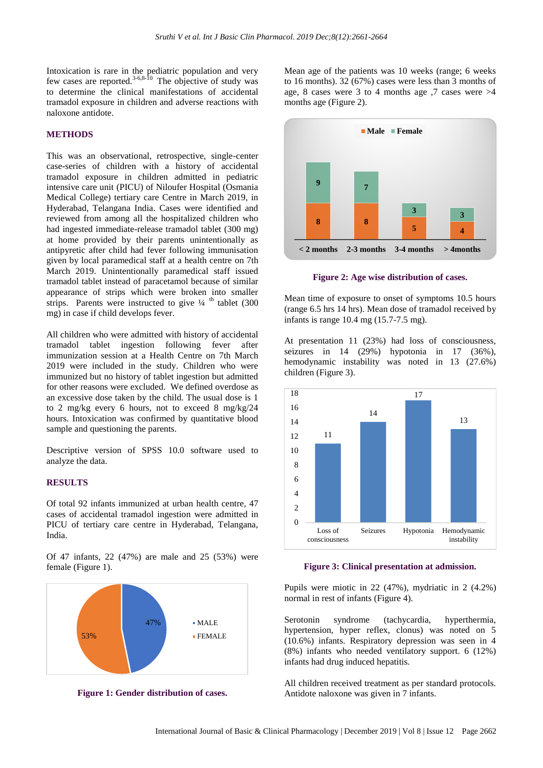Intoxication is rare in the pediatric population and very few cases are reported.[3-6,8-10] The objective of study was to determine the clinical manifestations of accidental tramadol exposure in children and adverse reactions with naloxone antidote.

## METHODS

This was an observational, retrospective, single-center case-series of children with a history of accidental tramadol exposure in children admitted in pediatric intensive care unit (PICU) of Niloufer Hospital (Osmania Medical College) tertiary care Centre in March 2019, in Hyderabad, Telangana India. Cases were identified and reviewed from among all the hospitalized children who had ingested immediate-release tramadol tablet (300 mg) at home provided by their parents unintentionally as antipyretic after child had fever following immunisation given by local paramedical staff at a health centre on 7th March 2019. Unintentionally paramedical staff issued tramadol tablet instead of paracetamol because of similar appearance of strips which were broken into smaller strips. Parents were instructed to give ¼ th tablet (300 mg) in case if child develops fever.

All children who were admitted with history of accidental tramadol tablet ingestion following fever after immunization session at a Health Centre on 7th March 2019 were included in the study. Children who were immunized but no history of tablet ingestion but admitted for other reasons were excluded. We defined overdose as an excessive dose taken by the child. The usual dose is 1 to 2 mg/kg every 6 hours, not to exceed 8 mg/kg/24 hours. Intoxication was confirmed by quantitative blood sample and questioning the parents.

Descriptive version of SPSS 10.0 software used to analyze the data.

## RESULTS

Of total 92 infants immunized at urban health centre, 47 cases of accidental tramadol ingestion were admitted in PICU of tertiary care centre in Hyderabad, Telangana, India.

Of 47 infants, 22 (47%) are male and 25 (53%) were female (Figure 1).

| Gender | Percentage |
|---|---|
| MALE | 47% |
| FEMALE | 53% |

**Figure 1: Gender distribution of cases.**

Mean age of the patients was 10 weeks (range; 6 weeks to 16 months). 32 (67%) cases were less than 3 months of age, 8 cases were 3 to 4 months age ,7 cases were >4 months age (Figure 2).

| Age | Male | Female |
|---|---|---|
| < 2 months | 8 | 9 |
| 2-3 months | 8 | 7 |
| 3-4 months | 5 | 3 |
| > 4months | 4 | 3 |

**Figure 2: Age wise distribution of cases.**

Mean time of exposure to onset of symptoms 10.5 hours (range 6.5 hrs 14 hrs). Mean dose of tramadol received by infants is range 10.4 mg (15.7-7.5 mg).

At presentation 11 (23%) had loss of consciousness, seizures in 14 (29%) hypotonia in 17 (36%), hemodynamic instability was noted in 13 (27.6%) children (Figure 3).

| Clinical presentation | Number |
|---|---|
| Loss of consciousness | 11 |
| Seizures | 14 |
| Hypotonia | 17 |
| Hemodynamic instability | 13 |

**Figure 3: Clinical presentation at admission.**

Pupils were miotic in 22 (47%), mydriatic in 2 (4.2%) normal in rest of infants (Figure 4).

Serotonin syndrome (tachycardia, hyperthermia, hypertension, hyper reflex, clonus) was noted on 5 (10.6%) infants. Respiratory depression was seen in 4 (8%) infants who needed ventilatory support. 6 (12%) infants had drug induced hepatitis.

All children received treatment as per standard protocols. Antidote naloxone was given in 7 infants.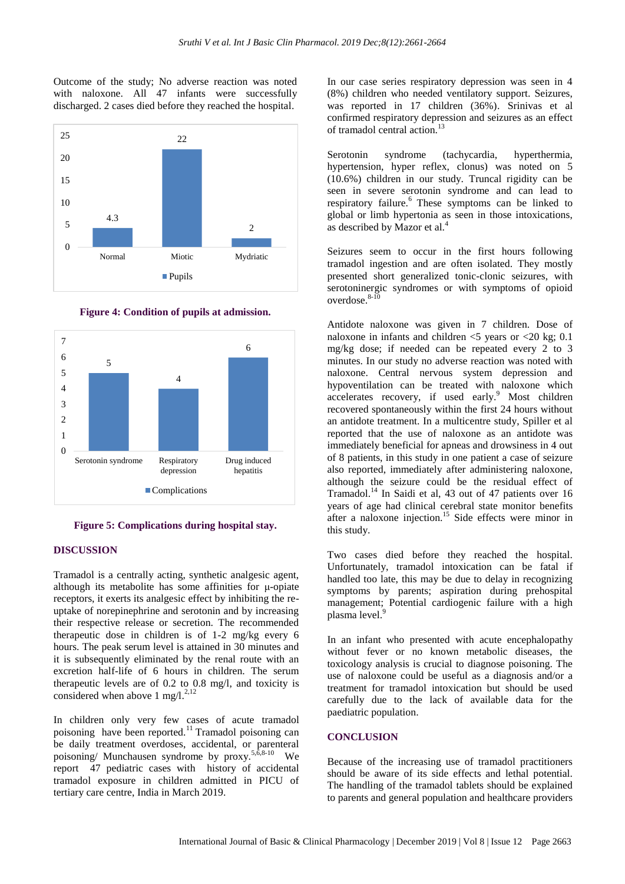Outcome of the study; No adverse reaction was noted with naloxone. All 47 infants were successfully discharged. 2 cases died before they reached the hospital.

**Figure 4: Condition of pupils at admission.**

**Figure 5: Complications during hospital stay.**

## DISCUSSION

Tramadol is a centrally acting, synthetic analgesic agent, although its metabolite has some affinities for μ-opiate receptors, it exerts its analgesic effect by inhibiting the re-uptake of norepinephrine and serotonin and by increasing their respective release or secretion. The recommended therapeutic dose in children is of 1-2 mg/kg every 6 hours. The peak serum level is attained in 30 minutes and it is subsequently eliminated by the renal route with an excretion half-life of 6 hours in children. The serum therapeutic levels are of 0.2 to 0.8 mg/l, and toxicity is considered when above 1 mg/l.[2,12]

In children only very few cases of acute tramadol poisoning have been reported.[11] Tramadol poisoning can be daily treatment overdoses, accidental, or parenteral poisoning/ Munchausen syndrome by proxy.[5,6,8-10] We report 47 pediatric cases with history of accidental tramadol exposure in children admitted in PICU of tertiary care centre, India in March 2019.

In our case series respiratory depression was seen in 4 (8%) children who needed ventilatory support. Seizures, was reported in 17 children (36%). Srinivas et al confirmed respiratory depression and seizures as an effect of tramadol central action.[13]

Serotonin syndrome (tachycardia, hyperthermia, hypertension, hyper reflex, clonus) was noted on 5 (10.6%) children in our study. Truncal rigidity can be seen in severe serotonin syndrome and can lead to respiratory failure.[6] These symptoms can be linked to global or limb hypertonia as seen in those intoxications, as described by Mazor et al.[4]

Seizures seem to occur in the first hours following tramadol ingestion and are often isolated. They mostly presented short generalized tonic-clonic seizures, with serotoninergic syndromes or with symptoms of opioid overdose.[8-10]

Antidote naloxone was given in 7 children. Dose of naloxone in infants and children <5 years or <20 kg; 0.1 mg/kg dose; if needed can be repeated every 2 to 3 minutes. In our study no adverse reaction was noted with naloxone. Central nervous system depression and hypoventilation can be treated with naloxone which accelerates recovery, if used early.[9] Most children recovered spontaneously within the first 24 hours without an antidote treatment. In a multicentre study, Spiller et al reported that the use of naloxone as an antidote was immediately beneficial for apneas and drowsiness in 4 out of 8 patients, in this study in one patient a case of seizure also reported, immediately after administering naloxone, although the seizure could be the residual effect of Tramadol.[14] In Saidi et al, 43 out of 47 patients over 16 years of age had clinical cerebral state monitor benefits after a naloxone injection.[15] Side effects were minor in this study.

Two cases died before they reached the hospital. Unfortunately, tramadol intoxication can be fatal if handled too late, this may be due to delay in recognizing symptoms by parents; aspiration during prehospital management; Potential cardiogenic failure with a high plasma level.[9]

In an infant who presented with acute encephalopathy without fever or no known metabolic diseases, the toxicology analysis is crucial to diagnose poisoning. The use of naloxone could be useful as a diagnosis and/or a treatment for tramadol intoxication but should be used carefully due to the lack of available data for the paediatric population.

## CONCLUSION

Because of the increasing use of tramadol practitioners should be aware of its side effects and lethal potential. The handling of the tramadol tablets should be explained to parents and general population and healthcare providers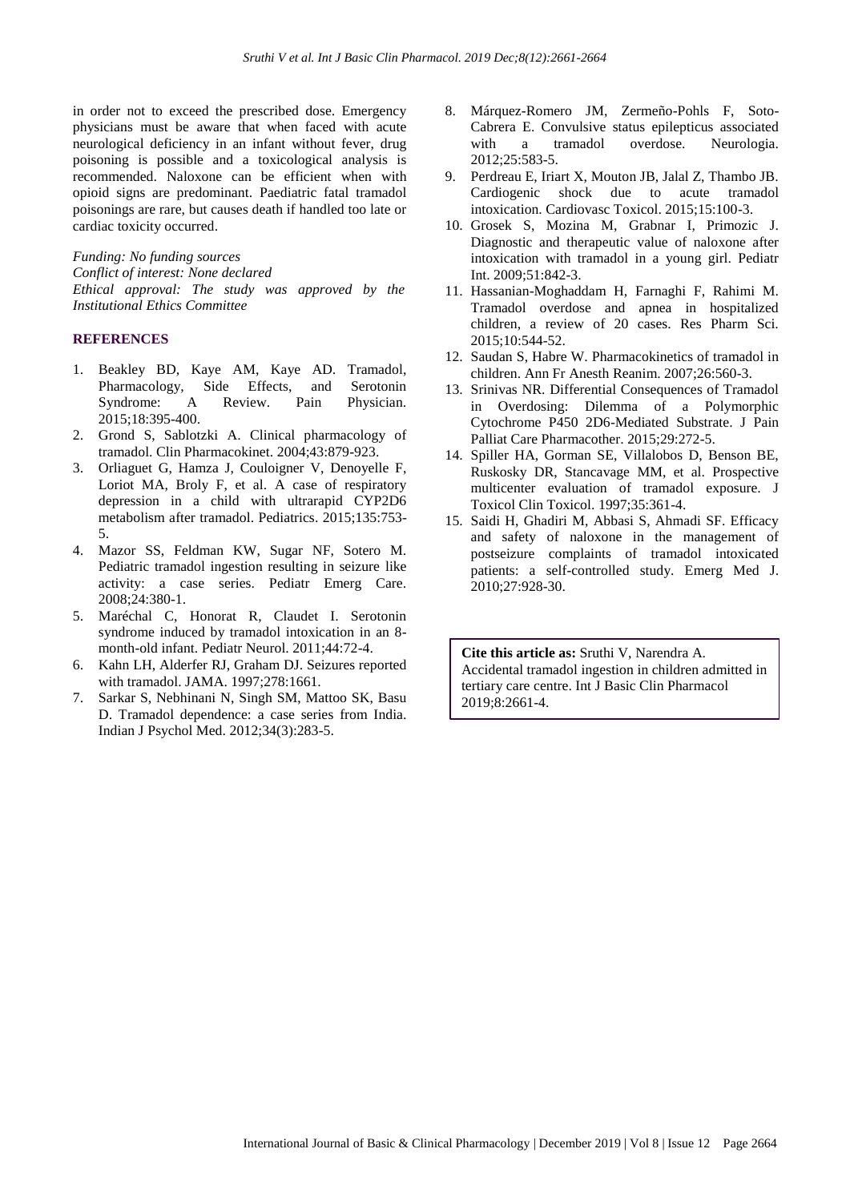in order not to exceed the prescribed dose. Emergency physicians must be aware that when faced with acute neurological deficiency in an infant without fever, drug poisoning is possible and a toxicological analysis is recommended. Naloxone can be efficient when with opioid signs are predominant. Paediatric fatal tramadol poisonings are rare, but causes death if handled too late or cardiac toxicity occurred.

*Funding: No funding sources*
*Conflict of interest: None declared*
*Ethical approval: The study was approved by the Institutional Ethics Committee*

## REFERENCES

1. Beakley BD, Kaye AM, Kaye AD. Tramadol, Pharmacology, Side Effects, and Serotonin Syndrome: A Review. Pain Physician. 2015;18:395-400.
2. Grond S, Sablotzki A. Clinical pharmacology of tramadol. Clin Pharmacokinet. 2004;43:879-923.
3. Orliaguet G, Hamza J, Couloigner V, Denoyelle F, Loriot MA, Broly F, et al. A case of respiratory depression in a child with ultrarapid CYP2D6 metabolism after tramadol. Pediatrics. 2015;135:753-5.
4. Mazor SS, Feldman KW, Sugar NF, Sotero M. Pediatric tramadol ingestion resulting in seizure like activity: a case series. Pediatr Emerg Care. 2008;24:380-1.
5. Maréchal C, Honorat R, Claudet I. Serotonin syndrome induced by tramadol intoxication in an 8-month-old infant. Pediatr Neurol. 2011;44:72-4.
6. Kahn LH, Alderfer RJ, Graham DJ. Seizures reported with tramadol. JAMA. 1997;278:1661.
7. Sarkar S, Nebhinani N, Singh SM, Mattoo SK, Basu D. Tramadol dependence: a case series from India. Indian J Psychol Med. 2012;34(3):283-5.
8. Márquez-Romero JM, Zermeño-Pohls F, Soto-Cabrera E. Convulsive status epilepticus associated with a tramadol overdose. Neurologia. 2012;25:583-5.
9. Perdreau E, Iriart X, Mouton JB, Jalal Z, Thambo JB. Cardiogenic shock due to acute tramadol intoxication. Cardiovasc Toxicol. 2015;15:100-3.
10. Grosek S, Mozina M, Grabnar I, Primozic J. Diagnostic and therapeutic value of naloxone after intoxication with tramadol in a young girl. Pediatr Int. 2009;51:842-3.
11. Hassanian-Moghaddam H, Farnaghi F, Rahimi M. Tramadol overdose and apnea in hospitalized children, a review of 20 cases. Res Pharm Sci. 2015;10:544-52.
12. Saudan S, Habre W. Pharmacokinetics of tramadol in children. Ann Fr Anesth Reanim. 2007;26:560-3.
13. Srinivas NR. Differential Consequences of Tramadol in Overdosing: Dilemma of a Polymorphic Cytochrome P450 2D6-Mediated Substrate. J Pain Palliat Care Pharmacother. 2015;29:272-5.
14. Spiller HA, Gorman SE, Villalobos D, Benson BE, Ruskosky DR, Stancavage MM, et al. Prospective multicenter evaluation of tramadol exposure. J Toxicol Clin Toxicol. 1997;35:361-4.
15. Saidi H, Ghadiri M, Abbasi S, Ahmadi SF. Efficacy and safety of naloxone in the management of postseizure complaints of tramadol intoxicated patients: a self-controlled study. Emerg Med J. 2010;27:928-30.

**Cite this article as:** Sruthi V, Narendra A. Accidental tramadol ingestion in children admitted in tertiary care centre. Int J Basic Clin Pharmacol 2019;8:2661-4.